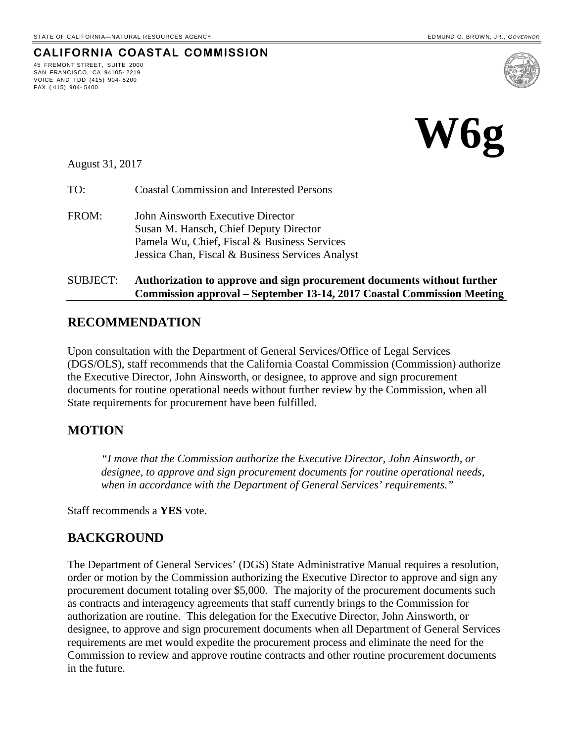STATE OF CALIFORNIA—NATURAL RESOURCES AGENCY EDMUND G. BROWN, JR., *GOVERNOR*

**CALIFORNIA COASTAL COMMISSION**

45 FREMONT STREET, SUITE 2000
SAN FRANCISCO, CA 94105-2219
VOICE AND TDD (415) 904-5200
FAX (415) 904-5400

# W6g

August 31, 2017

TO: Coastal Commission and Interested Persons

FROM: John Ainsworth Executive Director
Susan M. Hansch, Chief Deputy Director
Pamela Wu, Chief, Fiscal & Business Services
Jessica Chan, Fiscal & Business Services Analyst

SUBJECT: **Authorization to approve and sign procurement documents without further Commission approval – September 13-14, 2017 Coastal Commission Meeting**

## RECOMMENDATION

Upon consultation with the Department of General Services/Office of Legal Services (DGS/OLS), staff recommends that the California Coastal Commission (Commission) authorize the Executive Director, John Ainsworth, or designee, to approve and sign procurement documents for routine operational needs without further review by the Commission, when all State requirements for procurement have been fulfilled.

## MOTION

> *"I move that the Commission authorize the Executive Director, John Ainsworth, or designee, to approve and sign procurement documents for routine operational needs, when in accordance with the Department of General Services' requirements."*

Staff recommends a **YES** vote.

## BACKGROUND

The Department of General Services' (DGS) State Administrative Manual requires a resolution, order or motion by the Commission authorizing the Executive Director to approve and sign any procurement document totaling over $5,000. The majority of the procurement documents such as contracts and interagency agreements that staff currently brings to the Commission for authorization are routine. This delegation for the Executive Director, John Ainsworth, or designee, to approve and sign procurement documents when all Department of General Services requirements are met would expedite the procurement process and eliminate the need for the Commission to review and approve routine contracts and other routine procurement documents in the future.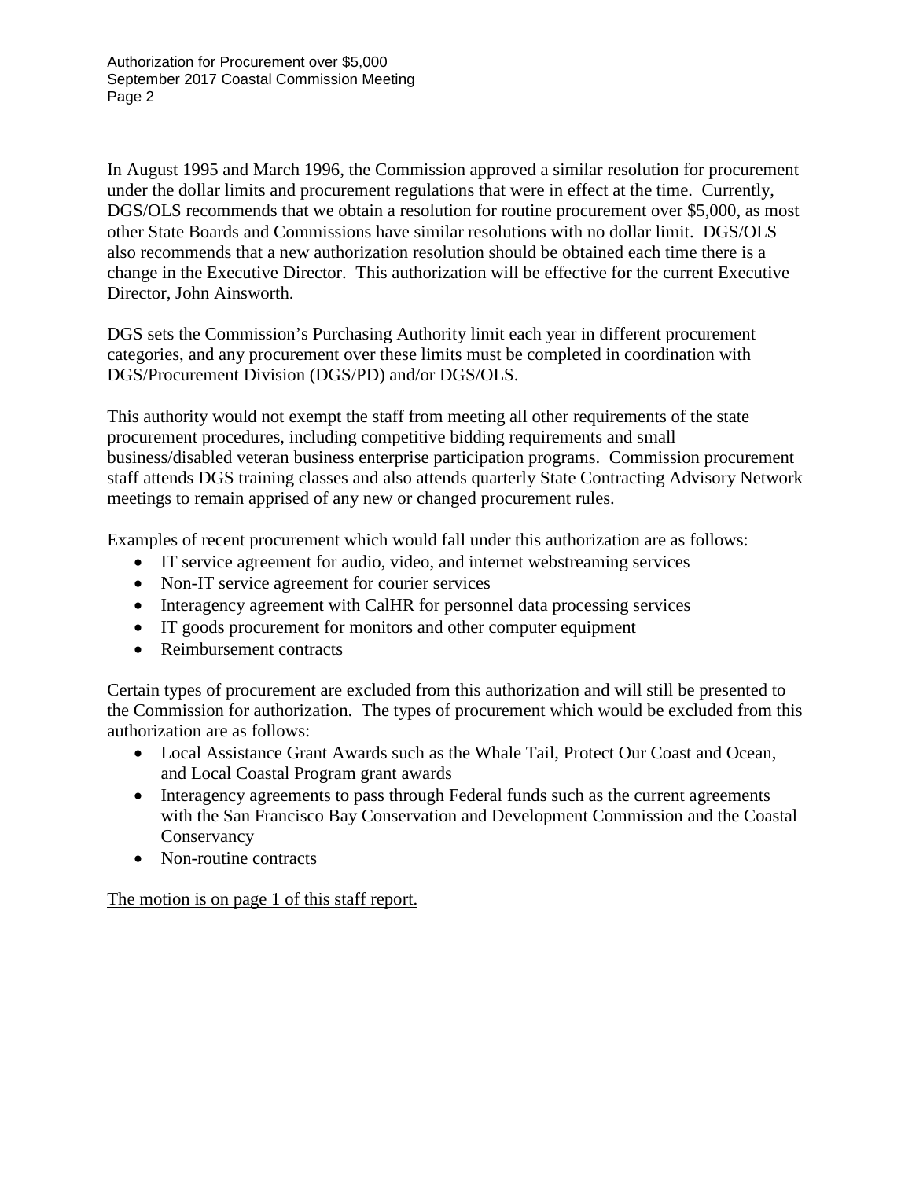In August 1995 and March 1996, the Commission approved a similar resolution for procurement under the dollar limits and procurement regulations that were in effect at the time. Currently, DGS/OLS recommends that we obtain a resolution for routine procurement over $5,000, as most other State Boards and Commissions have similar resolutions with no dollar limit. DGS/OLS also recommends that a new authorization resolution should be obtained each time there is a change in the Executive Director. This authorization will be effective for the current Executive Director, John Ainsworth.

DGS sets the Commission's Purchasing Authority limit each year in different procurement categories, and any procurement over these limits must be completed in coordination with DGS/Procurement Division (DGS/PD) and/or DGS/OLS.

This authority would not exempt the staff from meeting all other requirements of the state procurement procedures, including competitive bidding requirements and small business/disabled veteran business enterprise participation programs. Commission procurement staff attends DGS training classes and also attends quarterly State Contracting Advisory Network meetings to remain apprised of any new or changed procurement rules.

Examples of recent procurement which would fall under this authorization are as follows:

- IT service agreement for audio, video, and internet webstreaming services
- Non-IT service agreement for courier services
- Interagency agreement with CalHR for personnel data processing services
- IT goods procurement for monitors and other computer equipment
- Reimbursement contracts

Certain types of procurement are excluded from this authorization and will still be presented to the Commission for authorization. The types of procurement which would be excluded from this authorization are as follows:

- Local Assistance Grant Awards such as the Whale Tail, Protect Our Coast and Ocean, and Local Coastal Program grant awards
- Interagency agreements to pass through Federal funds such as the current agreements with the San Francisco Bay Conservation and Development Commission and the Coastal Conservancy
- Non-routine contracts

<u>The motion is on page 1 of this staff report.</u>